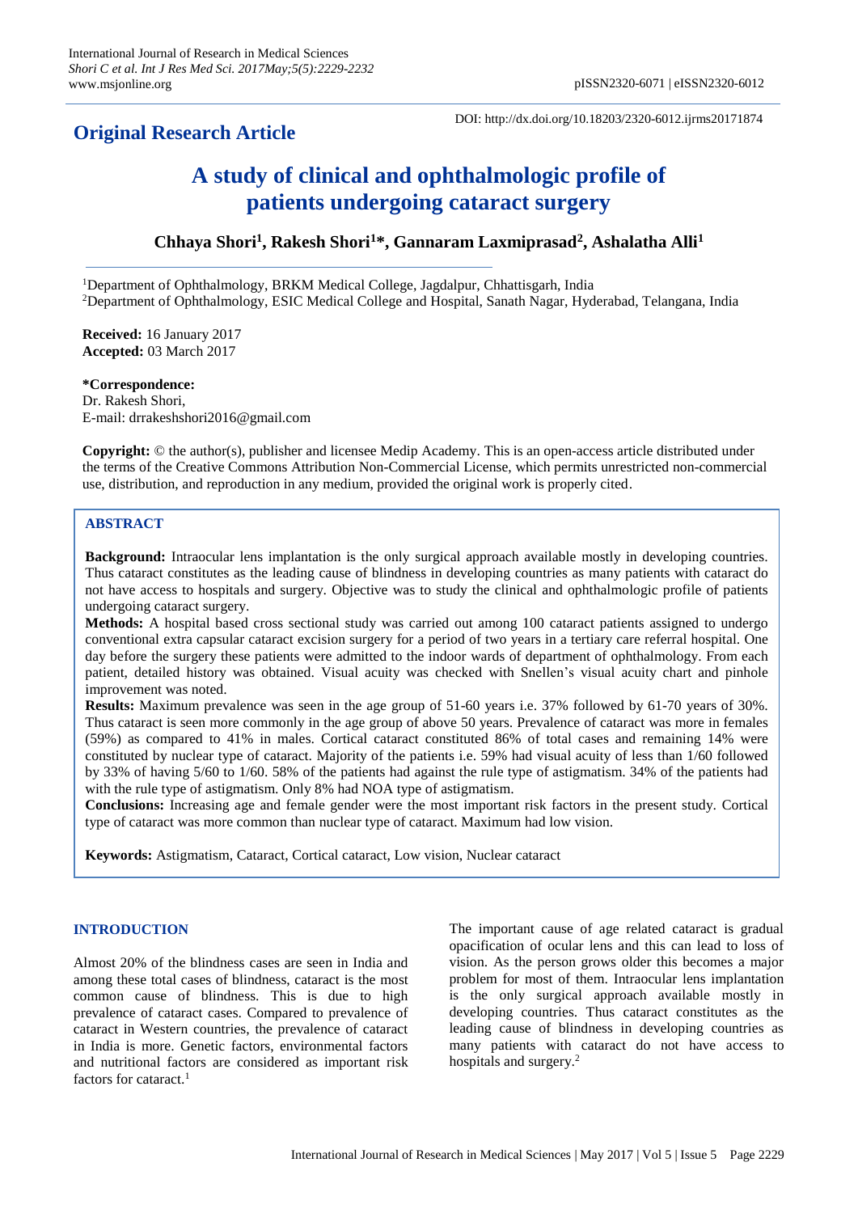**Original Research Article**

DOI: http://dx.doi.org/10.18203/2320-6012.ijrms20171874

# A study of clinical and ophthalmologic profile of patients undergoing cataract surgery

**Chhaya Shori[1], Rakesh Shori[1]*, Gannaram Laxmiprasad[2], Ashalatha Alli[1]**

[1]Department of Ophthalmology, BRKM Medical College, Jagdalpur, Chhattisgarh, India
[2]Department of Ophthalmology, ESIC Medical College and Hospital, Sanath Nagar, Hyderabad, Telangana, India

**Received:** 16 January 2017
**Accepted:** 03 March 2017

***Correspondence:**
Dr. Rakesh Shori,
E-mail: drrakeshshori2016@gmail.com

**Copyright:** © the author(s), publisher and licensee Medip Academy. This is an open-access article distributed under the terms of the Creative Commons Attribution Non-Commercial License, which permits unrestricted non-commercial use, distribution, and reproduction in any medium, provided the original work is properly cited.

## ABSTRACT

**Background:** Intraocular lens implantation is the only surgical approach available mostly in developing countries. Thus cataract constitutes as the leading cause of blindness in developing countries as many patients with cataract do not have access to hospitals and surgery. Objective was to study the clinical and ophthalmologic profile of patients undergoing cataract surgery.

**Methods:** A hospital based cross sectional study was carried out among 100 cataract patients assigned to undergo conventional extra capsular cataract excision surgery for a period of two years in a tertiary care referral hospital. One day before the surgery these patients were admitted to the indoor wards of department of ophthalmology. From each patient, detailed history was obtained. Visual acuity was checked with Snellen's visual acuity chart and pinhole improvement was noted.

**Results:** Maximum prevalence was seen in the age group of 51-60 years i.e. 37% followed by 61-70 years of 30%. Thus cataract is seen more commonly in the age group of above 50 years. Prevalence of cataract was more in females (59%) as compared to 41% in males. Cortical cataract constituted 86% of total cases and remaining 14% were constituted by nuclear type of cataract. Majority of the patients i.e. 59% had visual acuity of less than 1/60 followed by 33% of having 5/60 to 1/60. 58% of the patients had against the rule type of astigmatism. 34% of the patients had with the rule type of astigmatism. Only 8% had NOA type of astigmatism.

**Conclusions:** Increasing age and female gender were the most important risk factors in the present study. Cortical type of cataract was more common than nuclear type of cataract. Maximum had low vision.

**Keywords:** Astigmatism, Cataract, Cortical cataract, Low vision, Nuclear cataract

## INTRODUCTION

Almost 20% of the blindness cases are seen in India and among these total cases of blindness, cataract is the most common cause of blindness. This is due to high prevalence of cataract cases. Compared to prevalence of cataract in Western countries, the prevalence of cataract in India is more. Genetic factors, environmental factors and nutritional factors are considered as important risk factors for cataract.[1]

The important cause of age related cataract is gradual opacification of ocular lens and this can lead to loss of vision. As the person grows older this becomes a major problem for most of them. Intraocular lens implantation is the only surgical approach available mostly in developing countries. Thus cataract constitutes as the leading cause of blindness in developing countries as many patients with cataract do not have access to hospitals and surgery.[2]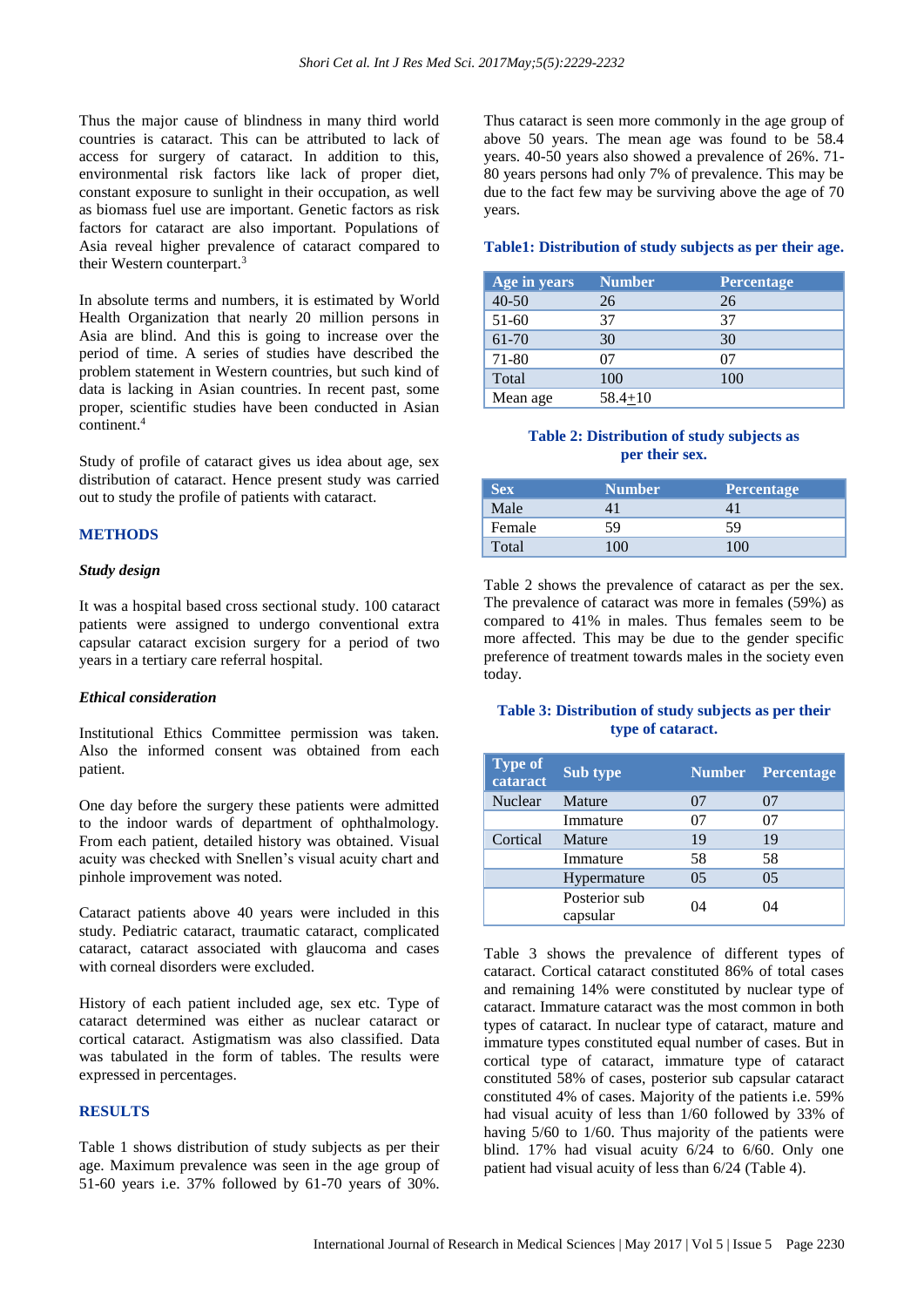Thus the major cause of blindness in many third world countries is cataract. This can be attributed to lack of access for surgery of cataract. In addition to this, environmental risk factors like lack of proper diet, constant exposure to sunlight in their occupation, as well as biomass fuel use are important. Genetic factors as risk factors for cataract are also important. Populations of Asia reveal higher prevalence of cataract compared to their Western counterpart.[3]

In absolute terms and numbers, it is estimated by World Health Organization that nearly 20 million persons in Asia are blind. And this is going to increase over the period of time. A series of studies have described the problem statement in Western countries, but such kind of data is lacking in Asian countries. In recent past, some proper, scientific studies have been conducted in Asian continent.[4]

Study of profile of cataract gives us idea about age, sex distribution of cataract. Hence present study was carried out to study the profile of patients with cataract.

## METHODS

### *Study design*

It was a hospital based cross sectional study. 100 cataract patients were assigned to undergo conventional extra capsular cataract excision surgery for a period of two years in a tertiary care referral hospital.

### *Ethical consideration*

Institutional Ethics Committee permission was taken. Also the informed consent was obtained from each patient.

One day before the surgery these patients were admitted to the indoor wards of department of ophthalmology. From each patient, detailed history was obtained. Visual acuity was checked with Snellen's visual acuity chart and pinhole improvement was noted.

Cataract patients above 40 years were included in this study. Pediatric cataract, traumatic cataract, complicated cataract, cataract associated with glaucoma and cases with corneal disorders were excluded.

History of each patient included age, sex etc. Type of cataract determined was either as nuclear cataract or cortical cataract. Astigmatism was also classified. Data was tabulated in the form of tables. The results were expressed in percentages.

## RESULTS

Table 1 shows distribution of study subjects as per their age. Maximum prevalence was seen in the age group of 51-60 years i.e. 37% followed by 61-70 years of 30%. Thus cataract is seen more commonly in the age group of above 50 years. The mean age was found to be 58.4 years. 40-50 years also showed a prevalence of 26%. 71-80 years persons had only 7% of prevalence. This may be due to the fact few may be surviving above the age of 70 years.

**Table1: Distribution of study subjects as per their age.**

| Age in years | Number | Percentage |
|---|---|---|
| 40-50 | 26 | 26 |
| 51-60 | 37 | 37 |
| 61-70 | 30 | 30 |
| 71-80 | 07 | 07 |
| Total | 100 | 100 |
| Mean age | 58.4±10 | |

**Table 2: Distribution of study subjects as per their sex.**

| Sex | Number | Percentage |
|---|---|---|
| Male | 41 | 41 |
| Female | 59 | 59 |
| Total | 100 | 100 |

Table 2 shows the prevalence of cataract as per the sex. The prevalence of cataract was more in females (59%) as compared to 41% in males. Thus females seem to be more affected. This may be due to the gender specific preference of treatment towards males in the society even today.

**Table 3: Distribution of study subjects as per their type of cataract.**

| Type of cataract | Sub type | Number | Percentage |
|---|---|---|---|
| Nuclear | Mature | 07 | 07 |
| | Immature | 07 | 07 |
| Cortical | Mature | 19 | 19 |
| | Immature | 58 | 58 |
| | Hypermature | 05 | 05 |
| | Posterior sub capsular | 04 | 04 |

Table 3 shows the prevalence of different types of cataract. Cortical cataract constituted 86% of total cases and remaining 14% were constituted by nuclear type of cataract. Immature cataract was the most common in both types of cataract. In nuclear type of cataract, mature and immature types constituted equal number of cases. But in cortical type of cataract, immature type of cataract constituted 58% of cases, posterior sub capsular cataract constituted 4% of cases. Majority of the patients i.e. 59% had visual acuity of less than 1/60 followed by 33% of having 5/60 to 1/60. Thus majority of the patients were blind. 17% had visual acuity 6/24 to 6/60. Only one patient had visual acuity of less than 6/24 (Table 4).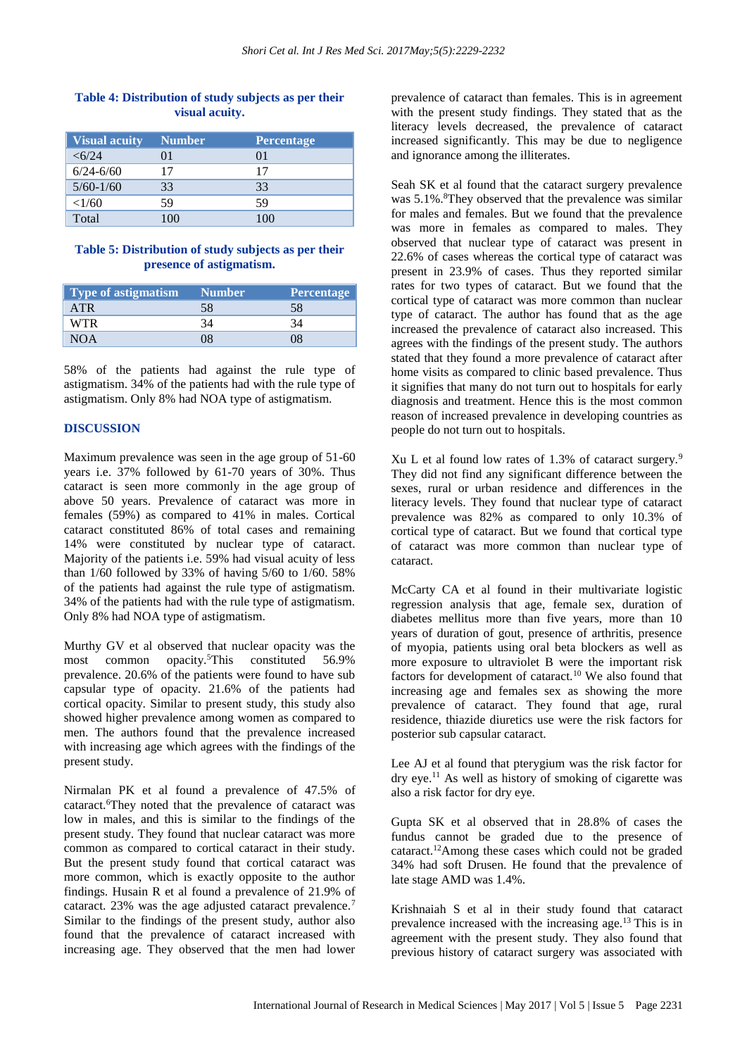**Table 4: Distribution of study subjects as per their visual acuity.**

| Visual acuity | Number | Percentage |
|---|---|---|
| <6/24 | 01 | 01 |
| 6/24-6/60 | 17 | 17 |
| 5/60-1/60 | 33 | 33 |
| <1/60 | 59 | 59 |
| Total | 100 | 100 |

**Table 5: Distribution of study subjects as per their presence of astigmatism.**

| Type of astigmatism | Number | Percentage |
|---|---|---|
| ATR | 58 | 58 |
| WTR | 34 | 34 |
| NOA | 08 | 08 |

58% of the patients had against the rule type of astigmatism. 34% of the patients had with the rule type of astigmatism. Only 8% had NOA type of astigmatism.

## DISCUSSION

Maximum prevalence was seen in the age group of 51-60 years i.e. 37% followed by 61-70 years of 30%. Thus cataract is seen more commonly in the age group of above 50 years. Prevalence of cataract was more in females (59%) as compared to 41% in males. Cortical cataract constituted 86% of total cases and remaining 14% were constituted by nuclear type of cataract. Majority of the patients i.e. 59% had visual acuity of less than 1/60 followed by 33% of having 5/60 to 1/60. 58% of the patients had against the rule type of astigmatism. 34% of the patients had with the rule type of astigmatism. Only 8% had NOA type of astigmatism.

Murthy GV et al observed that nuclear opacity was the most common opacity.[5] This constituted 56.9% prevalence. 20.6% of the patients were found to have sub capsular type of opacity. 21.6% of the patients had cortical opacity. Similar to present study, this study also showed higher prevalence among women as compared to men. The authors found that the prevalence increased with increasing age which agrees with the findings of the present study.

Nirmalan PK et al found a prevalence of 47.5% of cataract.[6] They noted that the prevalence of cataract was low in males, and this is similar to the findings of the present study. They found that nuclear cataract was more common as compared to cortical cataract in their study. But the present study found that cortical cataract was more common, which is exactly opposite to the author findings. Husain R et al found a prevalence of 21.9% of cataract. 23% was the age adjusted cataract prevalence.[7] Similar to the findings of the present study, author also found that the prevalence of cataract increased with increasing age. They observed that the men had lower prevalence of cataract than females. This is in agreement with the present study findings. They stated that as the literacy levels decreased, the prevalence of cataract increased significantly. This may be due to negligence and ignorance among the illiterates.

Seah SK et al found that the cataract surgery prevalence was 5.1%.[8] They observed that the prevalence was similar for males and females. But we found that the prevalence was more in females as compared to males. They observed that nuclear type of cataract was present in 22.6% of cases whereas the cortical type of cataract was present in 23.9% of cases. Thus they reported similar rates for two types of cataract. But we found that the cortical type of cataract was more common than nuclear type of cataract. The author has found that as the age increased the prevalence of cataract also increased. This agrees with the findings of the present study. The authors stated that they found a more prevalence of cataract after home visits as compared to clinic based prevalence. Thus it signifies that many do not turn out to hospitals for early diagnosis and treatment. Hence this is the most common reason of increased prevalence in developing countries as people do not turn out to hospitals.

Xu L et al found low rates of 1.3% of cataract surgery.[9] They did not find any significant difference between the sexes, rural or urban residence and differences in the literacy levels. They found that nuclear type of cataract prevalence was 82% as compared to only 10.3% of cortical type of cataract. But we found that cortical type of cataract was more common than nuclear type of cataract.

McCarty CA et al found in their multivariate logistic regression analysis that age, female sex, duration of diabetes mellitus more than five years, more than 10 years of duration of gout, presence of arthritis, presence of myopia, patients using oral beta blockers as well as more exposure to ultraviolet B were the important risk factors for development of cataract.[10] We also found that increasing age and females sex as showing the more prevalence of cataract. They found that age, rural residence, thiazide diuretics use were the risk factors for posterior sub capsular cataract.

Lee AJ et al found that pterygium was the risk factor for dry eye.[11] As well as history of smoking of cigarette was also a risk factor for dry eye.

Gupta SK et al observed that in 28.8% of cases the fundus cannot be graded due to the presence of cataract.[12] Among these cases which could not be graded 34% had soft Drusen. He found that the prevalence of late stage AMD was 1.4%.

Krishnaiah S et al in their study found that cataract prevalence increased with the increasing age.[13] This is in agreement with the present study. They also found that previous history of cataract surgery was associated with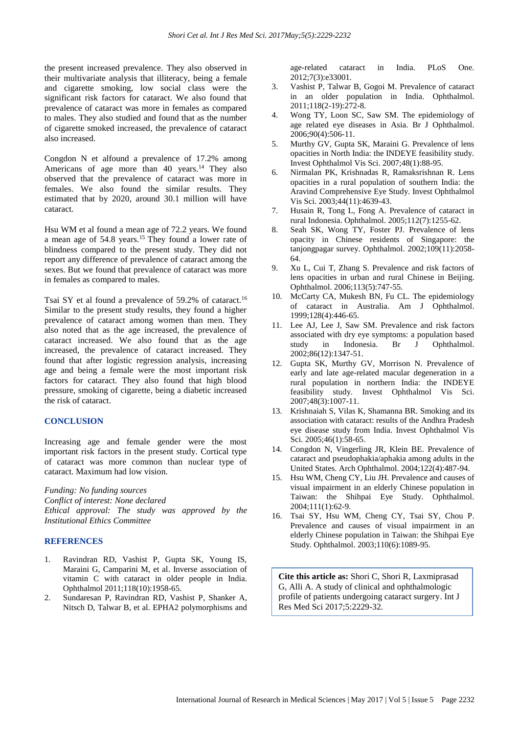the present increased prevalence. They also observed in their multivariate analysis that illiteracy, being a female and cigarette smoking, low social class were the significant risk factors for cataract. We also found that prevalence of cataract was more in females as compared to males. They also studied and found that as the number of cigarette smoked increased, the prevalence of cataract also increased.

Congdon N et alfound a prevalence of 17.2% among Americans of age more than 40 years.[14] They also observed that the prevalence of cataract was more in females. We also found the similar results. They estimated that by 2020, around 30.1 million will have cataract.

Hsu WM et al found a mean age of 72.2 years. We found a mean age of 54.8 years.[15] They found a lower rate of blindness compared to the present study. They did not report any difference of prevalence of cataract among the sexes. But we found that prevalence of cataract was more in females as compared to males.

Tsai SY et al found a prevalence of 59.2% of cataract.[16] Similar to the present study results, they found a higher prevalence of cataract among women than men. They also noted that as the age increased, the prevalence of cataract increased. We also found that as the age increased, the prevalence of cataract increased. They found that after logistic regression analysis, increasing age and being a female were the most important risk factors for cataract. They also found that high blood pressure, smoking of cigarette, being a diabetic increased the risk of cataract.

## CONCLUSION

Increasing age and female gender were the most important risk factors in the present study. Cortical type of cataract was more common than nuclear type of cataract. Maximum had low vision.

*Funding: No funding sources*
*Conflict of interest: None declared*
*Ethical approval: The study was approved by the Institutional Ethics Committee*

## REFERENCES

1. Ravindran RD, Vashist P, Gupta SK, Young IS, Maraini G, Camparini M, et al. Inverse association of vitamin C with cataract in older people in India. Ophthalmol 2011;118(10):1958-65.
2. Sundaresan P, Ravindran RD, Vashist P, Shanker A, Nitsch D, Talwar B, et al. EPHA2 polymorphisms and age-related cataract in India. PLoS One. 2012;7(3):e33001.
3. Vashist P, Talwar B, Gogoi M. Prevalence of cataract in an older population in India. Ophthalmol. 2011;118(2-19):272-8.
4. Wong TY, Loon SC, Saw SM. The epidemiology of age related eye diseases in Asia. Br J Ophthalmol. 2006;90(4):506-11.
5. Murthy GV, Gupta SK, Maraini G. Prevalence of lens opacities in North India: the INDEYE feasibility study. Invest Ophthalmol Vis Sci. 2007;48(1):88-95.
6. Nirmalan PK, Krishnadas R, Ramaksrishnan R. Lens opacities in a rural population of southern India: the Aravind Comprehensive Eye Study. Invest Ophthalmol Vis Sci. 2003;44(11):4639-43.
7. Husain R, Tong L, Fong A. Prevalence of cataract in rural Indonesia. Ophthalmol. 2005;112(7):1255-62.
8. Seah SK, Wong TY, Foster PJ. Prevalence of lens opacity in Chinese residents of Singapore: the tanjongpagar survey. Ophthalmol. 2002;109(11):2058-64.
9. Xu L, Cui T, Zhang S. Prevalence and risk factors of lens opacities in urban and rural Chinese in Beijing. Ophthalmol. 2006;113(5):747-55.
10. McCarty CA, Mukesh BN, Fu CL. The epidemiology of cataract in Australia. Am J Ophthalmol. 1999;128(4):446-65.
11. Lee AJ, Lee J, Saw SM. Prevalence and risk factors associated with dry eye symptoms: a population based study in Indonesia. Br J Ophthalmol. 2002;86(12):1347-51.
12. Gupta SK, Murthy GV, Morrison N. Prevalence of early and late age-related macular degeneration in a rural population in northern India: the INDEYE feasibility study. Invest Ophthalmol Vis Sci. 2007;48(3):1007-11.
13. Krishnaiah S, Vilas K, Shamanna BR. Smoking and its association with cataract: results of the Andhra Pradesh eye disease study from India. Invest Ophthalmol Vis Sci. 2005;46(1):58-65.
14. Congdon N, Vingerling JR, Klein BE. Prevalence of cataract and pseudophakia/aphakia among adults in the United States. Arch Ophthalmol. 2004;122(4):487-94.
15. Hsu WM, Cheng CY, Liu JH. Prevalence and causes of visual impairment in an elderly Chinese population in Taiwan: the Shihpai Eye Study. Ophthalmol. 2004;111(1):62-9.
16. Tsai SY, Hsu WM, Cheng CY, Tsai SY, Chou P. Prevalence and causes of visual impairment in an elderly Chinese population in Taiwan: the Shihpai Eye Study. Ophthalmol. 2003;110(6):1089-95.

**Cite this article as:** Shori C, Shori R, Laxmiprasad G, Alli A. A study of clinical and ophthalmologic profile of patients undergoing cataract surgery. Int J Res Med Sci 2017;5:2229-32.